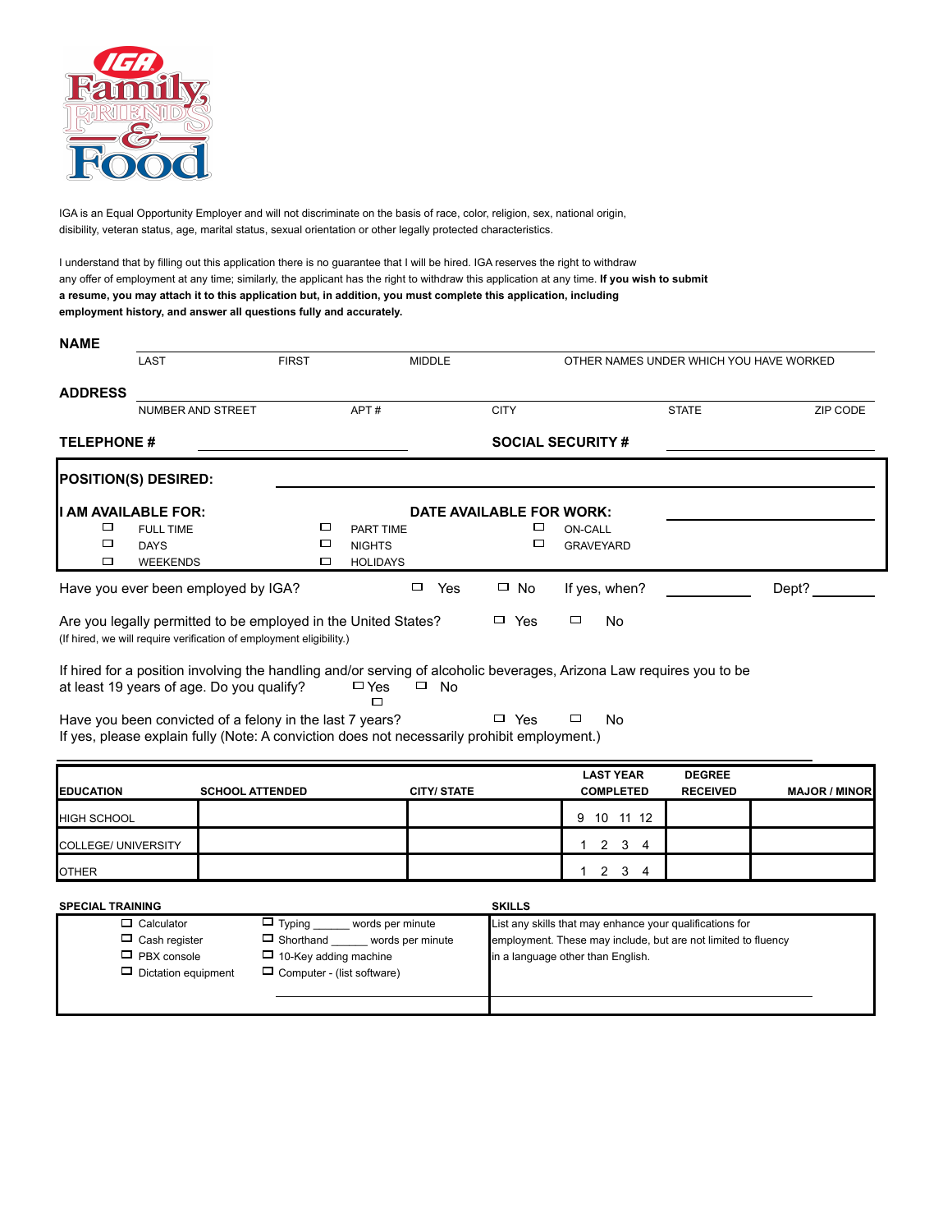IGA Family Friends & Food

IGA is an Equal Opportunity Employer and will not discriminate on the basis of race, color, religion, sex, national origin, disibility, veteran status, age, marital status, sexual orientation or other legally protected characteristics.

I understand that by filling out this application there is no guarantee that I will be hired. IGA reserves the right to withdraw any offer of employment at any time; similarly, the applicant has the right to withdraw this application at any time. **If you wish to submit a resume, you may attach it to this application but, in addition, you must complete this application, including employment history, and answer all questions fully and accurately.**

**NAME** ______________________________________________

LAST FIRST MIDDLE OTHER NAMES UNDER WHICH YOU HAVE WORKED

**ADDRESS** ______________________________________________

NUMBER AND STREET APT # CITY STATE ZIP CODE

**TELEPHONE #** ____________________ **SOCIAL SECURITY #** ____________________

**POSITION(S) DESIRED:** ______________________________

**I AM AVAILABLE FOR:** **DATE AVAILABLE FOR WORK:** ____________________

- ☐ FULL TIME ☐ PART TIME ☐ ON-CALL
- ☐ DAYS ☐ NIGHTS ☐ GRAVEYARD
- ☐ WEEKENDS ☐ HOLIDAYS

Have you ever been employed by IGA? ☐ Yes ☐ No If yes, when? __________ Dept? __________

Are you legally permitted to be employed in the United States? ☐ Yes ☐ No
(If hired, we will require verification of employment eligibility.)

If hired for a position involving the handling and/or serving of alcoholic beverages, Arizona Law requires you to be at least 19 years of age. Do you qualify? ☐ Yes ☐ No

Have you been convicted of a felony in the last 7 years? ☐ Yes ☐ No
If yes, please explain fully (Note: A conviction does not necessarily prohibit employment.)

______________________________________________

| EDUCATION | SCHOOL ATTENDED | CITY/ STATE | LAST YEAR COMPLETED | DEGREE RECEIVED | MAJOR / MINOR |
|---|---|---|---|---|---|
| HIGH SCHOOL | | | 9 10 11 12 | | |
| COLLEGE/ UNIVERSITY | | | 1 2 3 4 | | |
| OTHER | | | 1 2 3 4 | | |

**SPECIAL TRAINING**

- ☐ Calculator
- ☐ Cash register
- ☐ PBX console
- ☐ Dictation equipment
- ☐ Typing ______ words per minute
- ☐ Shorthand ______ words per minute
- ☐ 10-Key adding machine
- ☐ Computer - (list software)

______________________________

**SKILLS**

List any skills that may enhance your qualifications for employment. These may include, but are not limited to fluency in a language other than English.

______________________________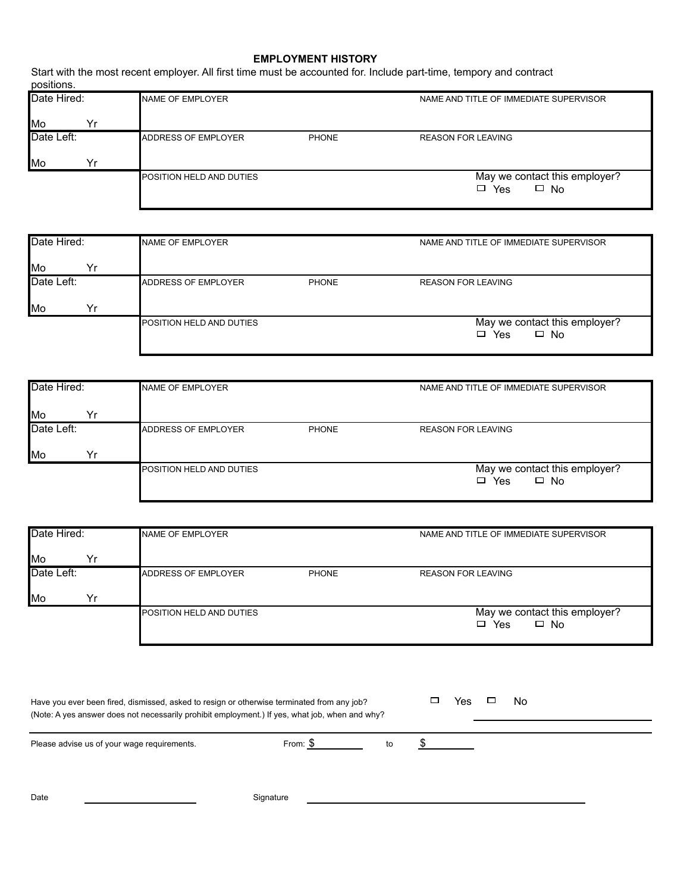## EMPLOYMENT HISTORY

Start with the most recent employer. All first time must be accounted for. Include part-time, tempory and contract positions.

| | | | |
|---|---|---|---|
| Date Hired: Mo Yr | NAME OF EMPLOYER | | NAME AND TITLE OF IMMEDIATE SUPERVISOR |
| Date Left: Mo Yr | ADDRESS OF EMPLOYER | PHONE | REASON FOR LEAVING |
| | POSITION HELD AND DUTIES | | May we contact this employer? ☐ Yes ☐ No |

| | | | |
|---|---|---|---|
| Date Hired: Mo Yr | NAME OF EMPLOYER | | NAME AND TITLE OF IMMEDIATE SUPERVISOR |
| Date Left: Mo Yr | ADDRESS OF EMPLOYER | PHONE | REASON FOR LEAVING |
| | POSITION HELD AND DUTIES | | May we contact this employer? ☐ Yes ☐ No |

| | | | |
|---|---|---|---|
| Date Hired: Mo Yr | NAME OF EMPLOYER | | NAME AND TITLE OF IMMEDIATE SUPERVISOR |
| Date Left: Mo Yr | ADDRESS OF EMPLOYER | PHONE | REASON FOR LEAVING |
| | POSITION HELD AND DUTIES | | May we contact this employer? ☐ Yes ☐ No |

| | | | |
|---|---|---|---|
| Date Hired: Mo Yr | NAME OF EMPLOYER | | NAME AND TITLE OF IMMEDIATE SUPERVISOR |
| Date Left: Mo Yr | ADDRESS OF EMPLOYER | PHONE | REASON FOR LEAVING |
| | POSITION HELD AND DUTIES | | May we contact this employer? ☐ Yes ☐ No |

Have you ever been fired, dismissed, asked to resign or otherwise terminated from any job? ☐ Yes ☐ No
(Note: A yes answer does not necessarily prohibit employment.) If yes, what job, when and why? ______________________

Please advise us of your wage requirements. From: $__________ to $__________

Date ____________________ Signature ________________________________________